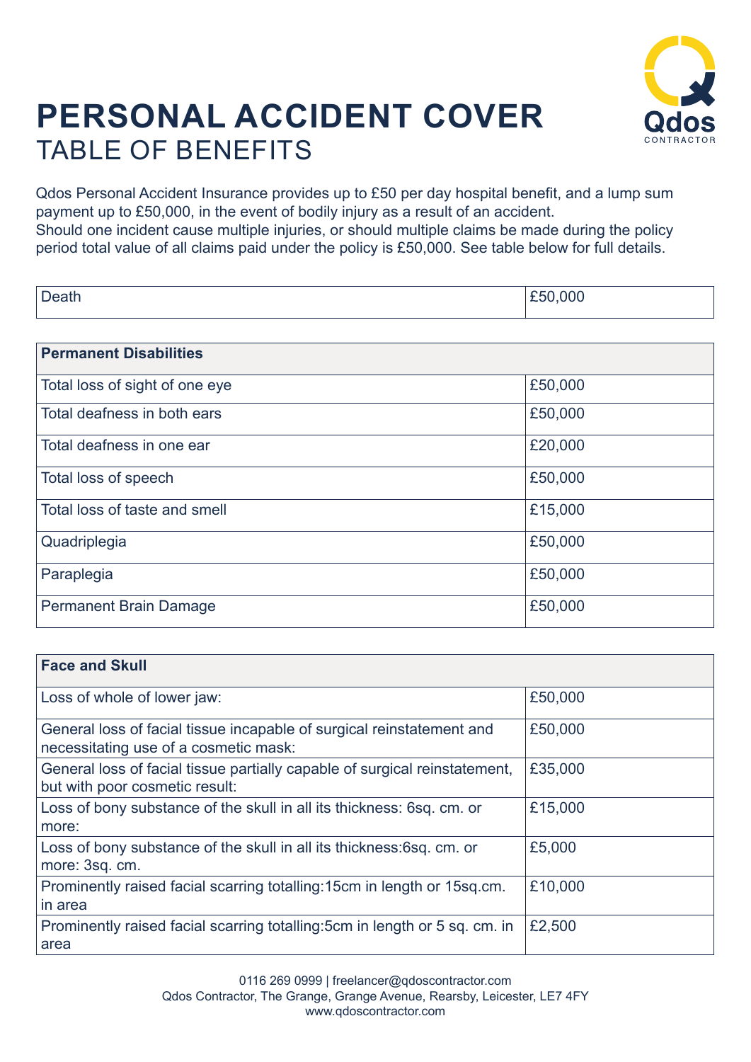# PERSONAL ACCIDENT COVER

## TABLE OF BENEFITS

Qdos Personal Accident Insurance provides up to £50 per day hospital benefit, and a lump sum payment up to £50,000, in the event of bodily injury as a result of an accident.
Should one incident cause multiple injuries, or should multiple claims be made during the policy period total value of all claims paid under the policy is £50,000. See table below for full details.

| Death | £50,000 |
|---|---|

| **Permanent Disabilities** | |
|---|---|
| Total loss of sight of one eye | £50,000 |
| Total deafness in both ears | £50,000 |
| Total deafness in one ear | £20,000 |
| Total loss of speech | £50,000 |
| Total loss of taste and smell | £15,000 |
| Quadriplegia | £50,000 |
| Paraplegia | £50,000 |
| Permanent Brain Damage | £50,000 |

| **Face and Skull** | |
|---|---|
| Loss of whole of lower jaw: | £50,000 |
| General loss of facial tissue incapable of surgical reinstatement and necessitating use of a cosmetic mask: | £50,000 |
| General loss of facial tissue partially capable of surgical reinstatement, but with poor cosmetic result: | £35,000 |
| Loss of bony substance of the skull in all its thickness: 6sq. cm. or more: | £15,000 |
| Loss of bony substance of the skull in all its thickness:6sq. cm. or more: 3sq. cm. | £5,000 |
| Prominently raised facial scarring totalling:15cm in length or 15sq.cm. in area | £10,000 |
| Prominently raised facial scarring totalling:5cm in length or 5 sq. cm. in area | £2,500 |

0116 269 0999 | freelancer@qdoscontractor.com
Qdos Contractor, The Grange, Grange Avenue, Rearsby, Leicester, LE7 4FY
www.qdoscontractor.com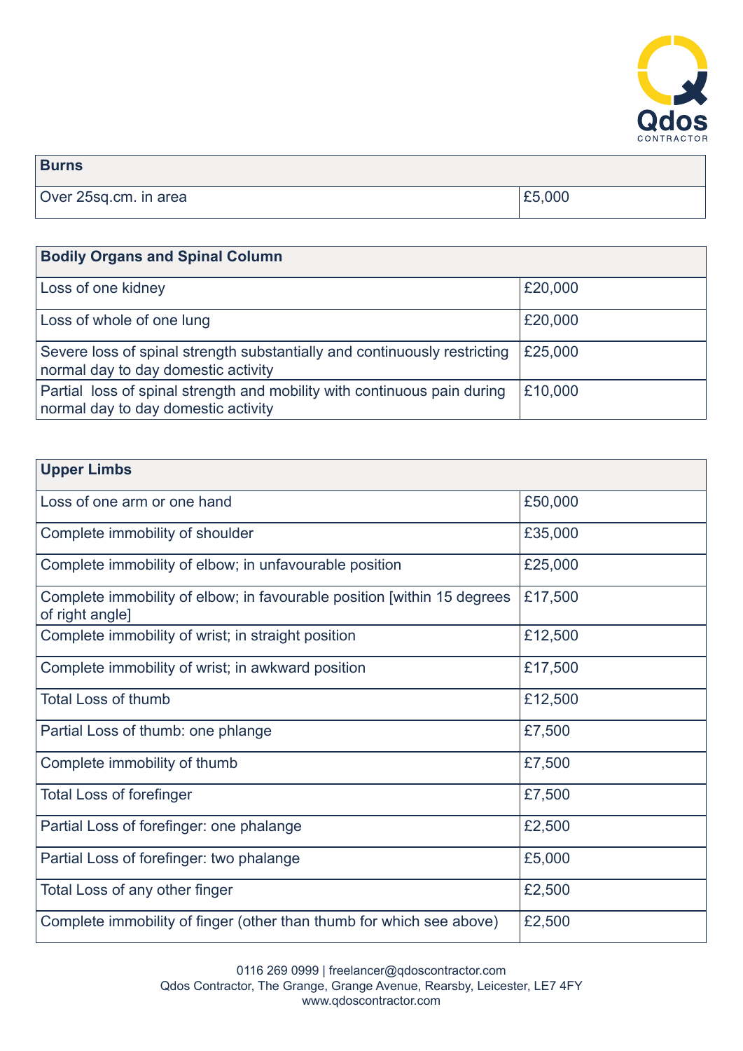| Burns | |
|---|---|
| Over 25sq.cm. in area | £5,000 |

| Bodily Organs and Spinal Column | |
|---|---|
| Loss of one kidney | £20,000 |
| Loss of whole of one lung | £20,000 |
| Severe loss of spinal strength substantially and continuously restricting normal day to day domestic activity | £25,000 |
| Partial loss of spinal strength and mobility with continuous pain during normal day to day domestic activity | £10,000 |

| Upper Limbs | |
|---|---|
| Loss of one arm or one hand | £50,000 |
| Complete immobility of shoulder | £35,000 |
| Complete immobility of elbow; in unfavourable position | £25,000 |
| Complete immobility of elbow; in favourable position [within 15 degrees of right angle] | £17,500 |
| Complete immobility of wrist; in straight position | £12,500 |
| Complete immobility of wrist; in awkward position | £17,500 |
| Total Loss of thumb | £12,500 |
| Partial Loss of thumb: one phlange | £7,500 |
| Complete immobility of thumb | £7,500 |
| Total Loss of forefinger | £7,500 |
| Partial Loss of forefinger: one phalange | £2,500 |
| Partial Loss of forefinger: two phalange | £5,000 |
| Total Loss of any other finger | £2,500 |
| Complete immobility of finger (other than thumb for which see above) | £2,500 |

0116 269 0999 | freelancer@qdoscontractor.com
Qdos Contractor, The Grange, Grange Avenue, Rearsby, Leicester, LE7 4FY
www.qdoscontractor.com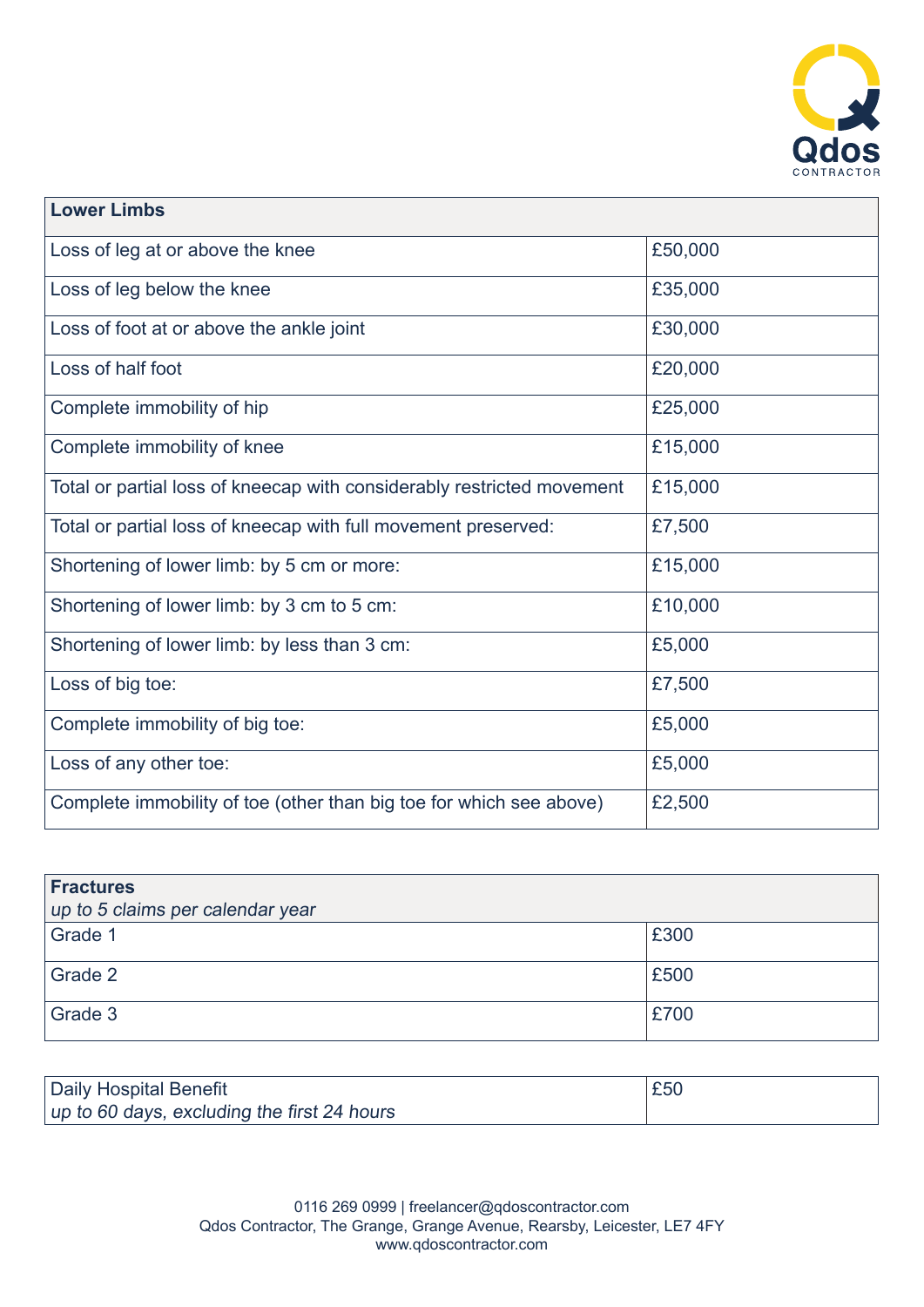| Lower Limbs | |
|---|---|
| Loss of leg at or above the knee | £50,000 |
| Loss of leg below the knee | £35,000 |
| Loss of foot at or above the ankle joint | £30,000 |
| Loss of half foot | £20,000 |
| Complete immobility of hip | £25,000 |
| Complete immobility of knee | £15,000 |
| Total or partial loss of kneecap with considerably restricted movement | £15,000 |
| Total or partial loss of kneecap with full movement preserved: | £7,500 |
| Shortening of lower limb: by 5 cm or more: | £15,000 |
| Shortening of lower limb: by 3 cm to 5 cm: | £10,000 |
| Shortening of lower limb: by less than 3 cm: | £5,000 |
| Loss of big toe: | £7,500 |
| Complete immobility of big toe: | £5,000 |
| Loss of any other toe: | £5,000 |
| Complete immobility of toe (other than big toe for which see above) | £2,500 |

| **Fractures** *up to 5 claims per calendar year* | |
|---|---|
| Grade 1 | £300 |
| Grade 2 | £500 |
| Grade 3 | £700 |

| | |
|---|---|
| Daily Hospital Benefit *up to 60 days, excluding the first 24 hours* | £50 |

0116 269 0999 | freelancer@qdoscontractor.com
Qdos Contractor, The Grange, Grange Avenue, Rearsby, Leicester, LE7 4FY
www.qdoscontractor.com